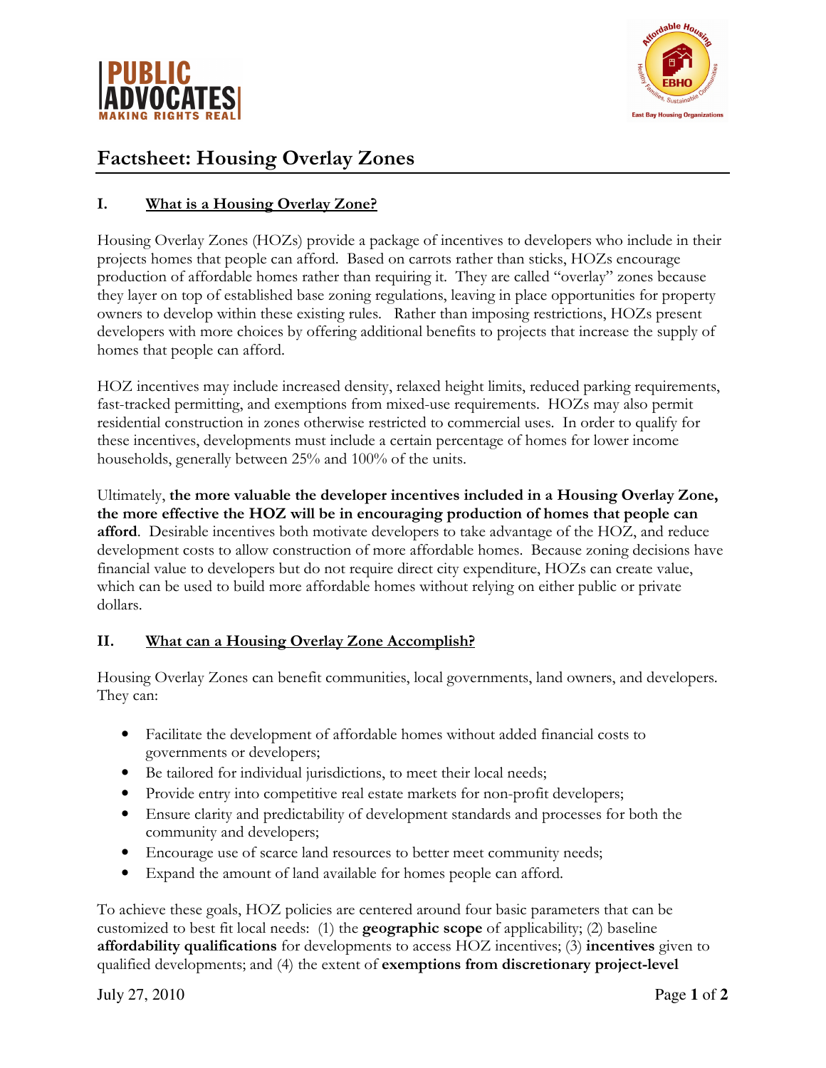# Factsheet: Housing Overlay Zones

## I. What is a Housing Overlay Zone?

Housing Overlay Zones (HOZs) provide a package of incentives to developers who include in their projects homes that people can afford. Based on carrots rather than sticks, HOZs encourage production of affordable homes rather than requiring it. They are called "overlay" zones because they layer on top of established base zoning regulations, leaving in place opportunities for property owners to develop within these existing rules. Rather than imposing restrictions, HOZs present developers with more choices by offering additional benefits to projects that increase the supply of homes that people can afford.

HOZ incentives may include increased density, relaxed height limits, reduced parking requirements, fast-tracked permitting, and exemptions from mixed-use requirements. HOZs may also permit residential construction in zones otherwise restricted to commercial uses. In order to qualify for these incentives, developments must include a certain percentage of homes for lower income households, generally between 25% and 100% of the units.

Ultimately, **the more valuable the developer incentives included in a Housing Overlay Zone, the more effective the HOZ will be in encouraging production of homes that people can afford**. Desirable incentives both motivate developers to take advantage of the HOZ, and reduce development costs to allow construction of more affordable homes. Because zoning decisions have financial value to developers but do not require direct city expenditure, HOZs can create value, which can be used to build more affordable homes without relying on either public or private dollars.

## II. What can a Housing Overlay Zone Accomplish?

Housing Overlay Zones can benefit communities, local governments, land owners, and developers. They can:

- Facilitate the development of affordable homes without added financial costs to governments or developers;
- Be tailored for individual jurisdictions, to meet their local needs;
- Provide entry into competitive real estate markets for non-profit developers;
- Ensure clarity and predictability of development standards and processes for both the community and developers;
- Encourage use of scarce land resources to better meet community needs;
- Expand the amount of land available for homes people can afford.

To achieve these goals, HOZ policies are centered around four basic parameters that can be customized to best fit local needs: (1) the **geographic scope** of applicability; (2) baseline **affordability qualifications** for developments to access HOZ incentives; (3) **incentives** given to qualified developments; and (4) the extent of **exemptions from discretionary project-level**

July 27, 2010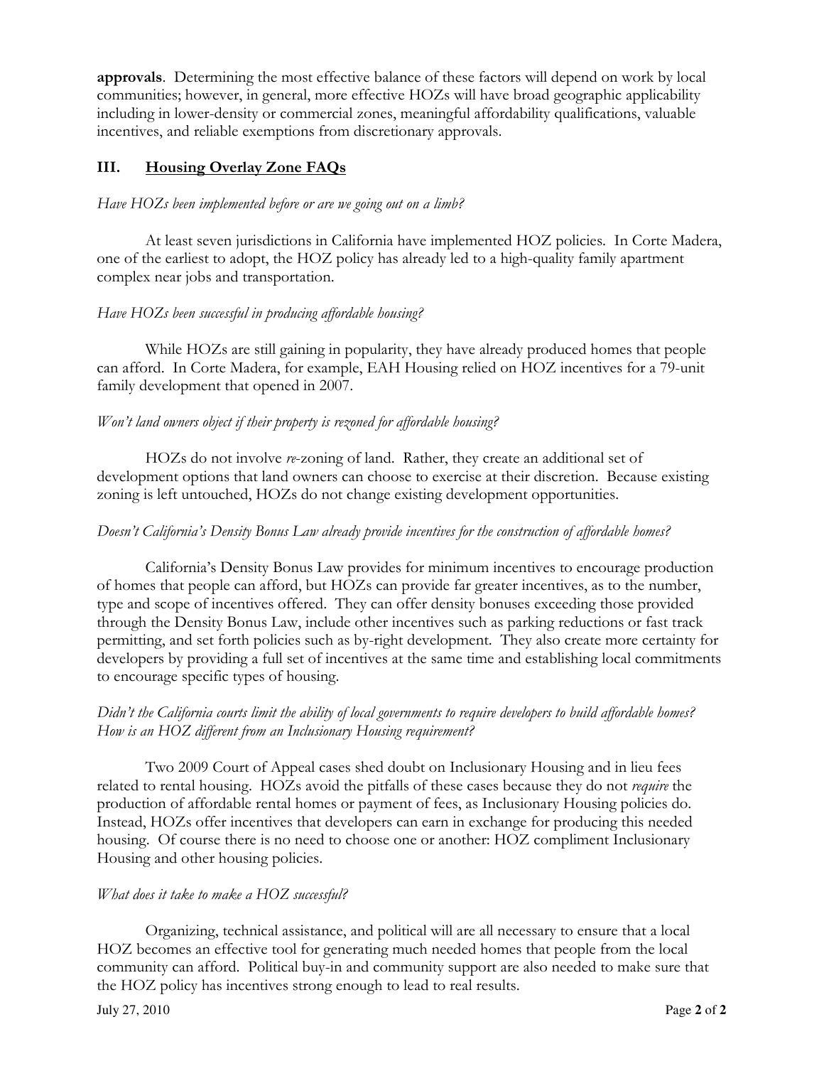**approvals**. Determining the most effective balance of these factors will depend on work by local communities; however, in general, more effective HOZs will have broad geographic applicability including in lower-density or commercial zones, meaningful affordability qualifications, valuable incentives, and reliable exemptions from discretionary approvals.

## III. Housing Overlay Zone FAQs

*Have HOZs been implemented before or are we going out on a limb?*

At least seven jurisdictions in California have implemented HOZ policies. In Corte Madera, one of the earliest to adopt, the HOZ policy has already led to a high-quality family apartment complex near jobs and transportation.

*Have HOZs been successful in producing affordable housing?*

While HOZs are still gaining in popularity, they have already produced homes that people can afford. In Corte Madera, for example, EAH Housing relied on HOZ incentives for a 79-unit family development that opened in 2007.

*Won't land owners object if their property is rezoned for affordable housing?*

HOZs do not involve *re*-zoning of land. Rather, they create an additional set of development options that land owners can choose to exercise at their discretion. Because existing zoning is left untouched, HOZs do not change existing development opportunities.

*Doesn't California's Density Bonus Law already provide incentives for the construction of affordable homes?*

California's Density Bonus Law provides for minimum incentives to encourage production of homes that people can afford, but HOZs can provide far greater incentives, as to the number, type and scope of incentives offered. They can offer density bonuses exceeding those provided through the Density Bonus Law, include other incentives such as parking reductions or fast track permitting, and set forth policies such as by-right development. They also create more certainty for developers by providing a full set of incentives at the same time and establishing local commitments to encourage specific types of housing.

*Didn't the California courts limit the ability of local governments to require developers to build affordable homes? How is an HOZ different from an Inclusionary Housing requirement?*

Two 2009 Court of Appeal cases shed doubt on Inclusionary Housing and in lieu fees related to rental housing. HOZs avoid the pitfalls of these cases because they do not *require* the production of affordable rental homes or payment of fees, as Inclusionary Housing policies do. Instead, HOZs offer incentives that developers can earn in exchange for producing this needed housing. Of course there is no need to choose one or another: HOZ compliment Inclusionary Housing and other housing policies.

*What does it take to make a HOZ successful?*

Organizing, technical assistance, and political will are all necessary to ensure that a local HOZ becomes an effective tool for generating much needed homes that people from the local community can afford. Political buy-in and community support are also needed to make sure that the HOZ policy has incentives strong enough to lead to real results.

July 27, 2010